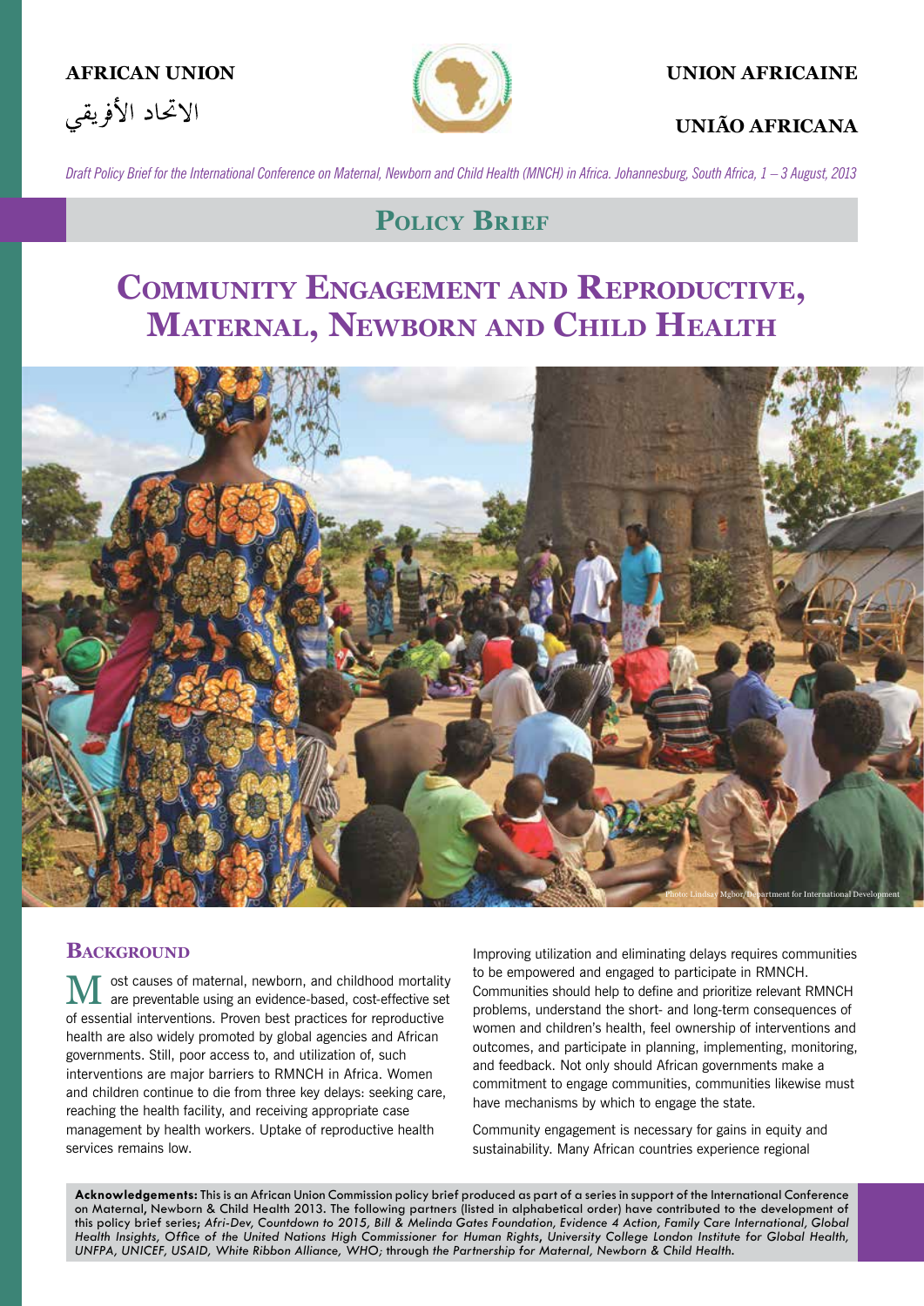**AFRICAN UNION**

الاتحاد الأفريقي

**UNION AFRICAINE**

**UNIÃO AFRICANA**

*Draft Policy Brief for the International Conference on Maternal, Newborn and Child Health (MNCH) in Africa. Johannesburg, South Africa, 1 – 3 August, 2013*

## Policy Brief

# Community Engagement and Reproductive, Maternal, Newborn and Child Health

Photo: Lindsay Mgbor/Department for International Development

## Background

Most causes of maternal, newborn, and childhood mortality are preventable using an evidence-based, cost-effective set of essential interventions. Proven best practices for reproductive health are also widely promoted by global agencies and African governments. Still, poor access to, and utilization of, such interventions are major barriers to RMNCH in Africa. Women and children continue to die from three key delays: seeking care, reaching the health facility, and receiving appropriate case management by health workers. Uptake of reproductive health services remains low.

Improving utilization and eliminating delays requires communities to be empowered and engaged to participate in RMNCH. Communities should help to define and prioritize relevant RMNCH problems, understand the short- and long-term consequences of women and children's health, feel ownership of interventions and outcomes, and participate in planning, implementing, monitoring, and feedback. Not only should African governments make a commitment to engage communities, communities likewise must have mechanisms by which to engage the state.

Community engagement is necessary for gains in equity and sustainability. Many African countries experience regional

**Acknowledgements:** This is an African Union Commission policy brief produced as part of a series in support of the International Conference on Maternal, Newborn & Child Health 2013. The following partners (listed in alphabetical order) have contributed to the development of this policy brief series; *Afri-Dev, Countdown to 2015, Bill & Melinda Gates Foundation, Evidence 4 Action, Family Care International, Global Health Insights, Office of the United Nations High Commissioner for Human Rights, University College London Institute for Global Health, UNFPA, UNICEF, USAID, White Ribbon Alliance, WHO;* through *the Partnership for Maternal, Newborn & Child Health.*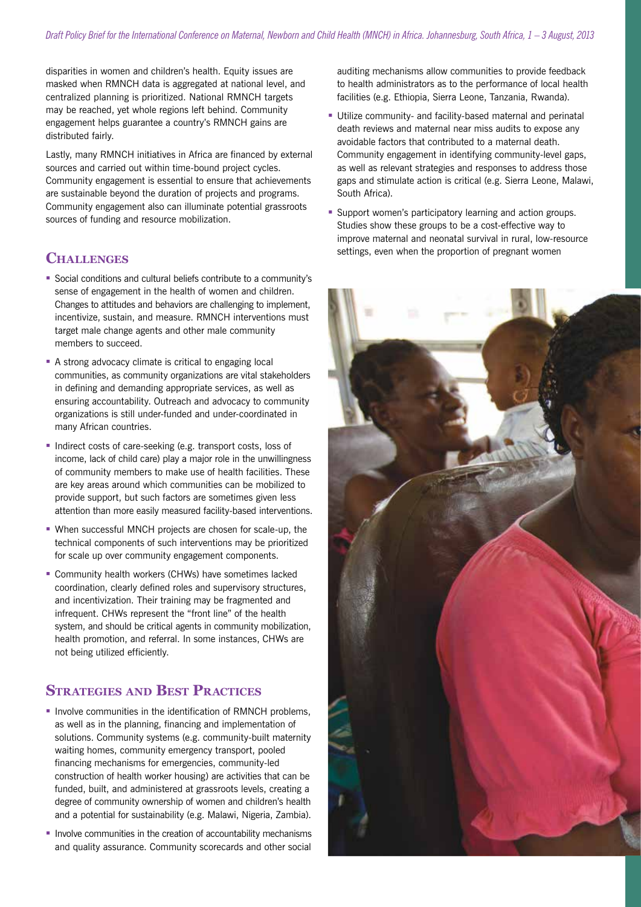disparities in women and children's health. Equity issues are masked when RMNCH data is aggregated at national level, and centralized planning is prioritized. National RMNCH targets may be reached, yet whole regions left behind. Community engagement helps guarantee a country's RMNCH gains are distributed fairly.

Lastly, many RMNCH initiatives in Africa are financed by external sources and carried out within time-bound project cycles. Community engagement is essential to ensure that achievements are sustainable beyond the duration of projects and programs. Community engagement also can illuminate potential grassroots sources of funding and resource mobilization.

## Challenges

- Social conditions and cultural beliefs contribute to a community's sense of engagement in the health of women and children. Changes to attitudes and behaviors are challenging to implement, incentivize, sustain, and measure. RMNCH interventions must target male change agents and other male community members to succeed.
- A strong advocacy climate is critical to engaging local communities, as community organizations are vital stakeholders in defining and demanding appropriate services, as well as ensuring accountability. Outreach and advocacy to community organizations is still under-funded and under-coordinated in many African countries.
- Indirect costs of care-seeking (e.g. transport costs, loss of income, lack of child care) play a major role in the unwillingness of community members to make use of health facilities. These are key areas around which communities can be mobilized to provide support, but such factors are sometimes given less attention than more easily measured facility-based interventions.
- When successful MNCH projects are chosen for scale-up, the technical components of such interventions may be prioritized for scale up over community engagement components.
- Community health workers (CHWs) have sometimes lacked coordination, clearly defined roles and supervisory structures, and incentivization. Their training may be fragmented and infrequent. CHWs represent the "front line" of the health system, and should be critical agents in community mobilization, health promotion, and referral. In some instances, CHWs are not being utilized efficiently.

## Strategies and Best Practices

- Involve communities in the identification of RMNCH problems, as well as in the planning, financing and implementation of solutions. Community systems (e.g. community-built maternity waiting homes, community emergency transport, pooled financing mechanisms for emergencies, community-led construction of health worker housing) are activities that can be funded, built, and administered at grassroots levels, creating a degree of community ownership of women and children's health and a potential for sustainability (e.g. Malawi, Nigeria, Zambia).
- Involve communities in the creation of accountability mechanisms and quality assurance. Community scorecards and other social auditing mechanisms allow communities to provide feedback to health administrators as to the performance of local health facilities (e.g. Ethiopia, Sierra Leone, Tanzania, Rwanda).
- Utilize community- and facility-based maternal and perinatal death reviews and maternal near miss audits to expose any avoidable factors that contributed to a maternal death. Community engagement in identifying community-level gaps, as well as relevant strategies and responses to address those gaps and stimulate action is critical (e.g. Sierra Leone, Malawi, South Africa).
- Support women's participatory learning and action groups. Studies show these groups to be a cost-effective way to improve maternal and neonatal survival in rural, low-resource settings, even when the proportion of pregnant women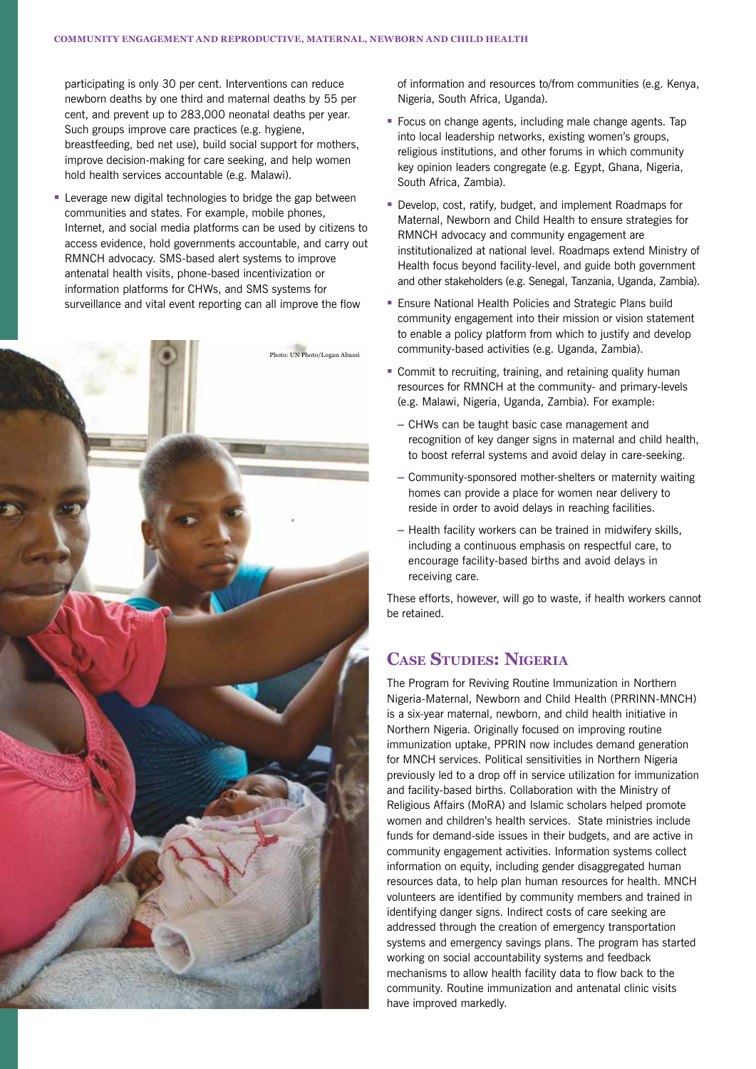participating is only 30 per cent. Interventions can reduce newborn deaths by one third and maternal deaths by 55 per cent, and prevent up to 283,000 neonatal deaths per year. Such groups improve care practices (e.g. hygiene, breastfeeding, bed net use), build social support for mothers, improve decision-making for care seeking, and help women hold health services accountable (e.g. Malawi).

- Leverage new digital technologies to bridge the gap between communities and states. For example, mobile phones, Internet, and social media platforms can be used by citizens to access evidence, hold governments accountable, and carry out RMNCH advocacy. SMS-based alert systems to improve antenatal health visits, phone-based incentivization or information platforms for CHWs, and SMS systems for surveillance and vital event reporting can all improve the flow of information and resources to/from communities (e.g. Kenya, Nigeria, South Africa, Uganda).

Photo: UN Photo/Logan Abassi

- Focus on change agents, including male change agents. Tap into local leadership networks, existing women's groups, religious institutions, and other forums in which community key opinion leaders congregate (e.g. Egypt, Ghana, Nigeria, South Africa, Zambia).
- Develop, cost, ratify, budget, and implement Roadmaps for Maternal, Newborn and Child Health to ensure strategies for RMNCH advocacy and community engagement are institutionalized at national level. Roadmaps extend Ministry of Health focus beyond facility-level, and guide both government and other stakeholders (e.g. Senegal, Tanzania, Uganda, Zambia).
- Ensure National Health Policies and Strategic Plans build community engagement into their mission or vision statement to enable a policy platform from which to justify and develop community-based activities (e.g. Uganda, Zambia).
- Commit to recruiting, training, and retaining quality human resources for RMNCH at the community- and primary-levels (e.g. Malawi, Nigeria, Uganda, Zambia). For example:
  - CHWs can be taught basic case management and recognition of key danger signs in maternal and child health, to boost referral systems and avoid delay in care-seeking.
  - Community-sponsored mother-shelters or maternity waiting homes can provide a place for women near delivery to reside in order to avoid delays in reaching facilities.
  - Health facility workers can be trained in midwifery skills, including a continuous emphasis on respectful care, to encourage facility-based births and avoid delays in receiving care.

These efforts, however, will go to waste, if health workers cannot be retained.

## Case Studies: Nigeria

The Program for Reviving Routine Immunization in Northern Nigeria-Maternal, Newborn and Child Health (PRRINN-MNCH) is a six-year maternal, newborn, and child health initiative in Northern Nigeria. Originally focused on improving routine immunization uptake, PPRIN now includes demand generation for MNCH services. Political sensitivities in Northern Nigeria previously led to a drop off in service utilization for immunization and facility-based births. Collaboration with the Ministry of Religious Affairs (MoRA) and Islamic scholars helped promote women and children's health services. State ministries include funds for demand-side issues in their budgets, and are active in community engagement activities. Information systems collect information on equity, including gender disaggregated human resources data, to help plan human resources for health. MNCH volunteers are identified by community members and trained in identifying danger signs. Indirect costs of care seeking are addressed through the creation of emergency transportation systems and emergency savings plans. The program has started working on social accountability systems and feedback mechanisms to allow health facility data to flow back to the community. Routine immunization and antenatal clinic visits have improved markedly.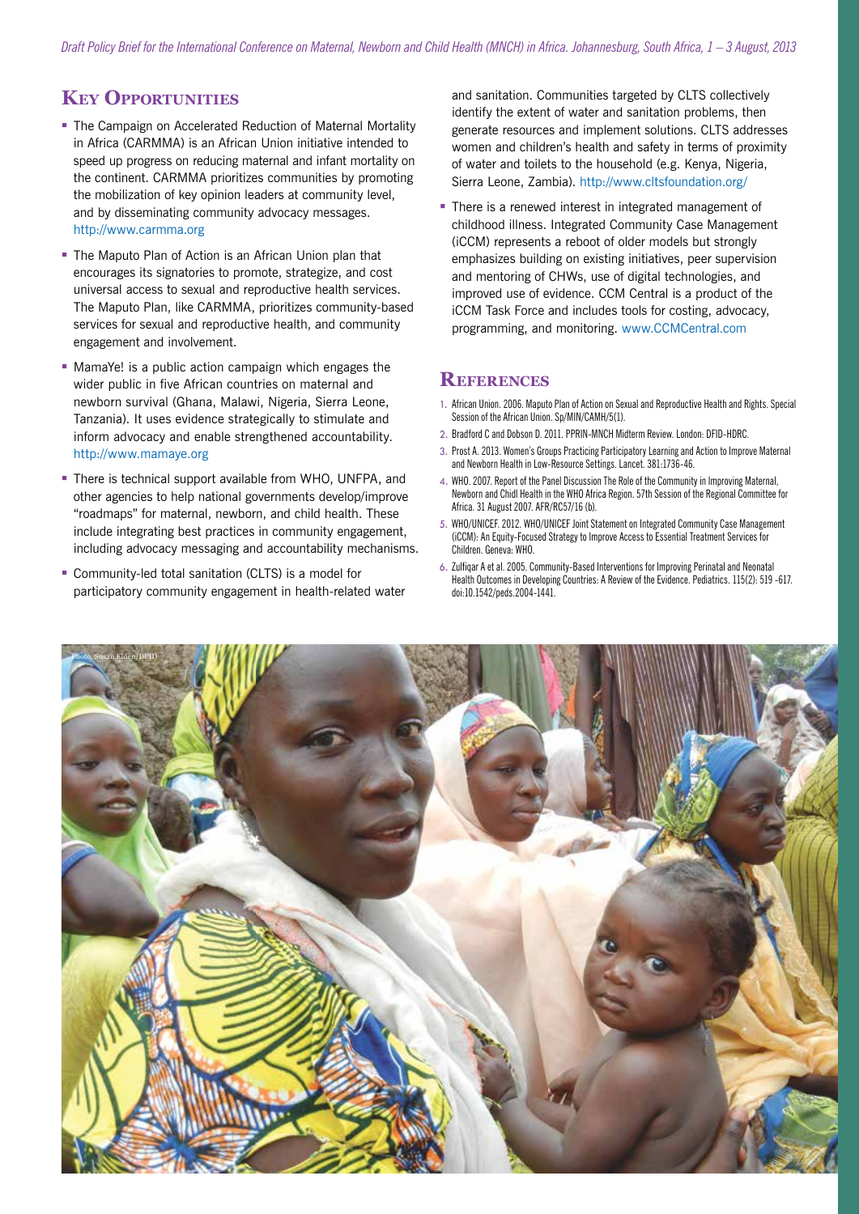## Key Opportunities

- The Campaign on Accelerated Reduction of Maternal Mortality in Africa (CARMMA) is an African Union initiative intended to speed up progress on reducing maternal and infant mortality on the continent. CARMMA prioritizes communities by promoting the mobilization of key opinion leaders at community level, and by disseminating community advocacy messages. http://www.carmma.org
- The Maputo Plan of Action is an African Union plan that encourages its signatories to promote, strategize, and cost universal access to sexual and reproductive health services. The Maputo Plan, like CARMMA, prioritizes community-based services for sexual and reproductive health, and community engagement and involvement.
- MamaYe! is a public action campaign which engages the wider public in five African countries on maternal and newborn survival (Ghana, Malawi, Nigeria, Sierra Leone, Tanzania). It uses evidence strategically to stimulate and inform advocacy and enable strengthened accountability. http://www.mamaye.org
- There is technical support available from WHO, UNFPA, and other agencies to help national governments develop/improve "roadmaps" for maternal, newborn, and child health. These include integrating best practices in community engagement, including advocacy messaging and accountability mechanisms.
- Community-led total sanitation (CLTS) is a model for participatory community engagement in health-related water and sanitation. Communities targeted by CLTS collectively identify the extent of water and sanitation problems, then generate resources and implement solutions. CLTS addresses women and children's health and safety in terms of proximity of water and toilets to the household (e.g. Kenya, Nigeria, Sierra Leone, Zambia). http://www.cltsfoundation.org/
- There is a renewed interest in integrated management of childhood illness. Integrated Community Case Management (iCCM) represents a reboot of older models but strongly emphasizes building on existing initiatives, peer supervision and mentoring of CHWs, use of digital technologies, and improved use of evidence. CCM Central is a product of the iCCM Task Force and includes tools for costing, advocacy, programming, and monitoring. www.CCMCentral.com

## References

1. African Union. 2006. Maputo Plan of Action on Sexual and Reproductive Health and Rights. Special Session of the African Union. Sp/MIN/CAMH/5(1).
2. Bradford C and Dobson D. 2011. PPRIN-MNCH Midterm Review. London: DFID-HDRC.
3. Prost A. 2013. Women's Groups Practicing Participatory Learning and Action to Improve Maternal and Newborn Health in Low-Resource Settings. Lancet. 381:1736-46.
4. WHO. 2007. Report of the Panel Discussion The Role of the Community in Improving Maternal, Newborn and Chidl Health in the WHO Africa Region. 57th Session of the Regional Committee for Africa. 31 August 2007. AFR/RC57/16 (b).
5. WHO/UNICEF. 2012. WHO/UNICEF Joint Statement on Integrated Community Case Management (iCCM): An Equity-Focused Strategy to Improve Access to Essential Treatment Services for Children. Geneva: WHO.
6. Zulfiqar A et al. 2005. Community-Based Interventions for Improving Perinatal and Neonatal Health Outcomes in Developing Countries: A Review of the Evidence. Pediatrics. 115(2): 519 -617. doi:10.1542/peds.2004-1441.

Photo: Susan Elden/DFID